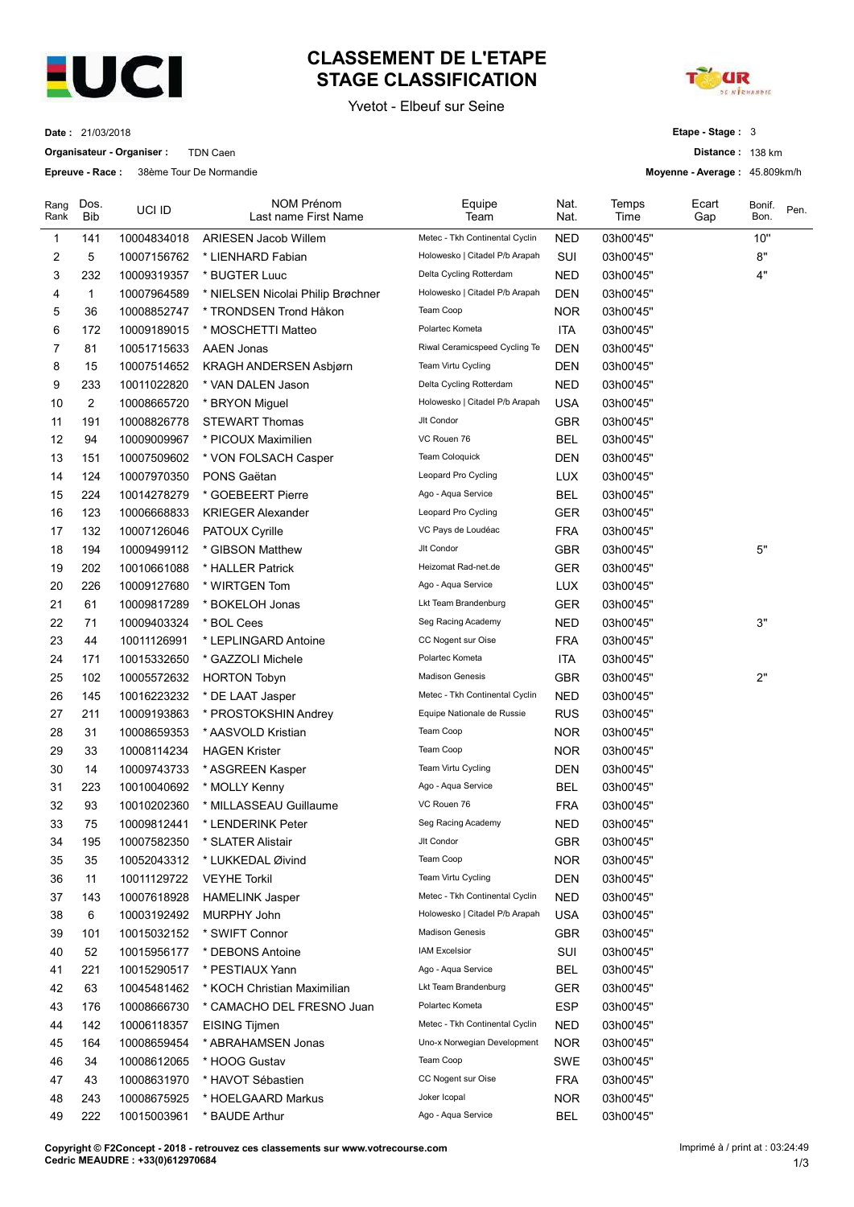# CLASSEMENT DE L'ETAPE
# STAGE CLASSIFICATION

Yvetot - Elbeuf sur Seine

**Date :** 21/03/2018
**Organisateur - Organiser :** TDN Caen
**Epreuve - Race :** 38ème Tour De Normandie

**Etape - Stage :** 3
**Distance :** 138 km
**Moyenne - Average :** 45.809km/h

| Rang Rank | Dos. Bib | UCI ID | NOM Prénom Last name First Name | Equipe Team | Nat. Nat. | Temps Time | Ecart Gap | Bonif. Bon. | Pen. |
|---|---|---|---|---|---|---|---|---|---|
| 1 | 141 | 10004834018 | ARIESEN Jacob Willem | Metec - Tkh Continental Cyclin | NED | 03h00'45'' | | 10'' | |
| 2 | 5 | 10007156762 | * LIENHARD Fabian | Holowesko \| Citadel P/b Arapah | SUI | 03h00'45'' | | 8'' | |
| 3 | 232 | 10009319357 | * BUGTER Luuc | Delta Cycling Rotterdam | NED | 03h00'45'' | | 4'' | |
| 4 | 1 | 10007964589 | * NIELSEN Nicolai Philip Brøchner | Holowesko \| Citadel P/b Arapah | DEN | 03h00'45'' | | | |
| 5 | 36 | 10008852747 | * TRONDSEN Trond Håkon | Team Coop | NOR | 03h00'45'' | | | |
| 6 | 172 | 10009189015 | * MOSCHETTI Matteo | Polartec Kometa | ITA | 03h00'45'' | | | |
| 7 | 81 | 10051715633 | AAEN Jonas | Riwal Ceramicspeed Cycling Te | DEN | 03h00'45'' | | | |
| 8 | 15 | 10007514652 | KRAGH ANDERSEN Asbjørn | Team Virtu Cycling | DEN | 03h00'45'' | | | |
| 9 | 233 | 10011022820 | * VAN DALEN Jason | Delta Cycling Rotterdam | NED | 03h00'45'' | | | |
| 10 | 2 | 10008665720 | * BRYON Miguel | Holowesko \| Citadel P/b Arapah | USA | 03h00'45'' | | | |
| 11 | 191 | 10008826778 | STEWART Thomas | Jlt Condor | GBR | 03h00'45'' | | | |
| 12 | 94 | 10009009967 | * PICOUX Maximilien | VC Rouen 76 | BEL | 03h00'45'' | | | |
| 13 | 151 | 10007509602 | * VON FOLSACH Casper | Team Coloquick | DEN | 03h00'45'' | | | |
| 14 | 124 | 10007970350 | PONS Gaëtan | Leopard Pro Cycling | LUX | 03h00'45'' | | | |
| 15 | 224 | 10014278279 | * GOEBEERT Pierre | Ago - Aqua Service | BEL | 03h00'45'' | | | |
| 16 | 123 | 10006668833 | KRIEGER Alexander | Leopard Pro Cycling | GER | 03h00'45'' | | | |
| 17 | 132 | 10007126046 | PATOUX Cyrille | VC Pays de Loudéac | FRA | 03h00'45'' | | | |
| 18 | 194 | 10009499112 | * GIBSON Matthew | Jlt Condor | GBR | 03h00'45'' | | 5'' | |
| 19 | 202 | 10010661088 | * HALLER Patrick | Heizomat Rad-net.de | GER | 03h00'45'' | | | |
| 20 | 226 | 10009127680 | * WIRTGEN Tom | Ago - Aqua Service | LUX | 03h00'45'' | | | |
| 21 | 61 | 10009817289 | * BOKELOH Jonas | Lkt Team Brandenburg | GER | 03h00'45'' | | | |
| 22 | 71 | 10009403324 | * BOL Cees | Seg Racing Academy | NED | 03h00'45'' | | 3'' | |
| 23 | 44 | 10011126991 | * LEPLINGARD Antoine | CC Nogent sur Oise | FRA | 03h00'45'' | | | |
| 24 | 171 | 10015332650 | * GAZZOLI Michele | Polartec Kometa | ITA | 03h00'45'' | | | |
| 25 | 102 | 10005572632 | HORTON Tobyn | Madison Genesis | GBR | 03h00'45'' | | 2'' | |
| 26 | 145 | 10016223232 | * DE LAAT Jasper | Metec - Tkh Continental Cyclin | NED | 03h00'45'' | | | |
| 27 | 211 | 10009193863 | * PROSTOKSHIN Andrey | Equipe Nationale de Russie | RUS | 03h00'45'' | | | |
| 28 | 31 | 10008659353 | * AASVOLD Kristian | Team Coop | NOR | 03h00'45'' | | | |
| 29 | 33 | 10008114234 | HAGEN Krister | Team Coop | NOR | 03h00'45'' | | | |
| 30 | 14 | 10009743733 | * ASGREEN Kasper | Team Virtu Cycling | DEN | 03h00'45'' | | | |
| 31 | 223 | 10010040692 | * MOLLY Kenny | Ago - Aqua Service | BEL | 03h00'45'' | | | |
| 32 | 93 | 10010202360 | * MILLASSEAU Guillaume | VC Rouen 76 | FRA | 03h00'45'' | | | |
| 33 | 75 | 10009812441 | * LENDERINK Peter | Seg Racing Academy | NED | 03h00'45'' | | | |
| 34 | 195 | 10007582350 | * SLATER Alistair | Jlt Condor | GBR | 03h00'45'' | | | |
| 35 | 35 | 10052043312 | * LUKKEDAL Øivind | Team Coop | NOR | 03h00'45'' | | | |
| 36 | 11 | 10011129722 | VEYHE Torkil | Team Virtu Cycling | DEN | 03h00'45'' | | | |
| 37 | 143 | 10007618928 | HAMELINK Jasper | Metec - Tkh Continental Cyclin | NED | 03h00'45'' | | | |
| 38 | 6 | 10003192492 | MURPHY John | Holowesko \| Citadel P/b Arapah | USA | 03h00'45'' | | | |
| 39 | 101 | 10015032152 | * SWIFT Connor | Madison Genesis | GBR | 03h00'45'' | | | |
| 40 | 52 | 10015956177 | * DEBONS Antoine | IAM Excelsior | SUI | 03h00'45'' | | | |
| 41 | 221 | 10015290517 | * PESTIAUX Yann | Ago - Aqua Service | BEL | 03h00'45'' | | | |
| 42 | 63 | 10045481462 | * KOCH Christian Maximilian | Lkt Team Brandenburg | GER | 03h00'45'' | | | |
| 43 | 176 | 10008666730 | * CAMACHO DEL FRESNO Juan | Polartec Kometa | ESP | 03h00'45'' | | | |
| 44 | 142 | 10006118357 | EISING Tijmen | Metec - Tkh Continental Cyclin | NED | 03h00'45'' | | | |
| 45 | 164 | 10008659454 | * ABRAHAMSEN Jonas | Uno-x Norwegian Development | NOR | 03h00'45'' | | | |
| 46 | 34 | 10008612065 | * HOOG Gustav | Team Coop | SWE | 03h00'45'' | | | |
| 47 | 43 | 10008631970 | * HAVOT Sébastien | CC Nogent sur Oise | FRA | 03h00'45'' | | | |
| 48 | 243 | 10008675925 | * HOELGAARD Markus | Joker Icopal | NOR | 03h00'45'' | | | |
| 49 | 222 | 10015003961 | * BAUDE Arthur | Ago - Aqua Service | BEL | 03h00'45'' | | | |

**Copyright © F2Concept - 2018 - retrouvez ces classements sur www.votrecourse.com**
**Cedric MEAUDRE : +33(0)612970684**

Imprimé à / print at : 03:24:49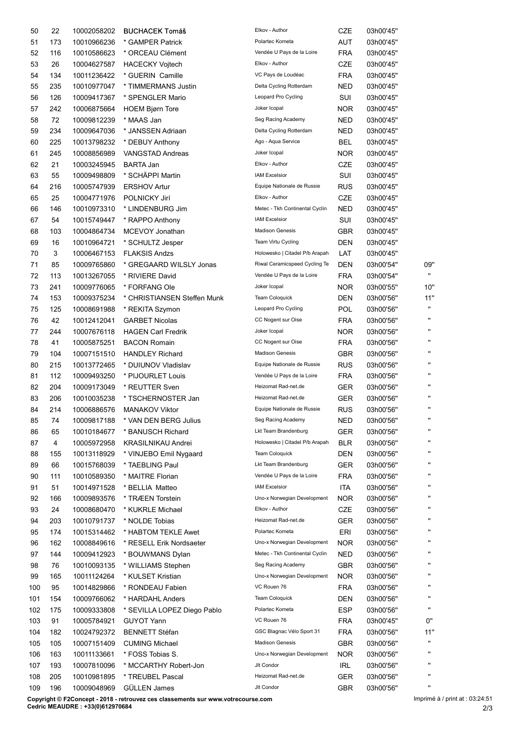| | | | | | | | |
|---|---|---|---|---|---|---|---|
| 50 | 22 | 10002058202 | BUCHACEK Tomáš | Elkov - Author | CZE | 03h00'45'' | |
| 51 | 173 | 10010966236 | * GAMPER Patrick | Polartec Kometa | AUT | 03h00'45'' | |
| 52 | 116 | 10010586623 | * ORCEAU Clément | Vendée U Pays de la Loire | FRA | 03h00'45'' | |
| 53 | 26 | 10004627587 | HACECKY Vojtech | Elkov - Author | CZE | 03h00'45'' | |
| 54 | 134 | 10011236422 | * GUERIN Camille | VC Pays de Loudéac | FRA | 03h00'45'' | |
| 55 | 235 | 10010977047 | * TIMMERMANS Justin | Delta Cycling Rotterdam | NED | 03h00'45'' | |
| 56 | 126 | 10009417367 | * SPENGLER Mario | Leopard Pro Cycling | SUI | 03h00'45'' | |
| 57 | 242 | 10006875664 | HOEM Bjørn Tore | Joker Icopal | NOR | 03h00'45'' | |
| 58 | 72 | 10009812239 | * MAAS Jan | Seg Racing Academy | NED | 03h00'45'' | |
| 59 | 234 | 10009647036 | * JANSSEN Adriaan | Delta Cycling Rotterdam | NED | 03h00'45'' | |
| 60 | 225 | 10013798232 | * DEBUY Anthony | Ago - Aqua Service | BEL | 03h00'45'' | |
| 61 | 245 | 10008856989 | VANGSTAD Andreas | Joker Icopal | NOR | 03h00'45'' | |
| 62 | 21 | 10003245945 | BARTA Jan | Elkov - Author | CZE | 03h00'45'' | |
| 63 | 55 | 10009498809 | * SCHÄPPI Martin | IAM Excelsior | SUI | 03h00'45'' | |
| 64 | 216 | 10005747939 | ERSHOV Artur | Equipe Nationale de Russie | RUS | 03h00'45'' | |
| 65 | 25 | 10004771976 | POLNICKY Jirí | Elkov - Author | CZE | 03h00'45'' | |
| 66 | 146 | 10010973310 | * LINDENBURG Jim | Metec - Tkh Continental Cyclin | NED | 03h00'45'' | |
| 67 | 54 | 10015749447 | * RAPPO Anthony | IAM Excelsior | SUI | 03h00'45'' | |
| 68 | 103 | 10004864734 | MCEVOY Jonathan | Madison Genesis | GBR | 03h00'45'' | |
| 69 | 16 | 10010964721 | * SCHULTZ Jesper | Team Virtu Cycling | DEN | 03h00'45'' | |
| 70 | 3 | 10006467153 | FLAKSIS Andzs | Holowesko \| Citadel P/b Arapah | LAT | 03h00'45'' | |
| 71 | 85 | 10009765860 | * GREGAARD WILSLY Jonas | Riwal Ceramicspeed Cycling Te | DEN | 03h00'54'' | 09'' |
| 72 | 113 | 10013267055 | * RIVIERE David | Vendée U Pays de la Loire | FRA | 03h00'54'' | '' |
| 73 | 241 | 10009776065 | * FORFANG Ole | Joker Icopal | NOR | 03h00'55'' | 10'' |
| 74 | 153 | 10009375234 | * CHRISTIANSEN Steffen Munk | Team Coloquick | DEN | 03h00'56'' | 11'' |
| 75 | 125 | 10008691988 | * REKITA Szymon | Leopard Pro Cycling | POL | 03h00'56'' | '' |
| 76 | 42 | 10012412041 | GARBET Nicolas | CC Nogent sur Oise | FRA | 03h00'56'' | '' |
| 77 | 244 | 10007676118 | HAGEN Carl Fredrik | Joker Icopal | NOR | 03h00'56'' | '' |
| 78 | 41 | 10005875251 | BACON Romain | CC Nogent sur Oise | FRA | 03h00'56'' | '' |
| 79 | 104 | 10007151510 | HANDLEY Richard | Madison Genesis | GBR | 03h00'56'' | '' |
| 80 | 215 | 10013772465 | * DUIUNOV Vladislav | Equipe Nationale de Russie | RUS | 03h00'56'' | '' |
| 81 | 112 | 10009493250 | * PIJOURLET Louis | Vendée U Pays de la Loire | FRA | 03h00'56'' | '' |
| 82 | 204 | 10009173049 | * REUTTER Sven | Heizomat Rad-net.de | GER | 03h00'56'' | '' |
| 83 | 206 | 10010035238 | * TSCHERNOSTER Jan | Heizomat Rad-net.de | GER | 03h00'56'' | '' |
| 84 | 214 | 10006886576 | MANAKOV Viktor | Equipe Nationale de Russie | RUS | 03h00'56'' | '' |
| 85 | 74 | 10009817188 | * VAN DEN BERG Julius | Seg Racing Academy | NED | 03h00'56'' | '' |
| 86 | 65 | 10010184677 | * BANUSCH Richard | Lkt Team Brandenburg | GER | 03h00'56'' | '' |
| 87 | 4 | 10005972958 | KRASILNIKAU Andrei | Holowesko \| Citadel P/b Arapah | BLR | 03h00'56'' | '' |
| 88 | 155 | 10013118929 | * VINJEBO Emil Nygaard | Team Coloquick | DEN | 03h00'56'' | '' |
| 89 | 66 | 10015768039 | * TAEBLING Paul | Lkt Team Brandenburg | GER | 03h00'56'' | '' |
| 90 | 111 | 10010589350 | * MAITRE Florian | Vendée U Pays de la Loire | FRA | 03h00'56'' | '' |
| 91 | 51 | 10014971528 | * BELLIA Matteo | IAM Excelsior | ITA | 03h00'56'' | '' |
| 92 | 166 | 10009893576 | * TRÆEN Torstein | Uno-x Norwegian Development | NOR | 03h00'56'' | '' |
| 93 | 24 | 10008680470 | * KUKRLE Michael | Elkov - Author | CZE | 03h00'56'' | '' |
| 94 | 203 | 10010791737 | * NOLDE Tobias | Heizomat Rad-net.de | GER | 03h00'56'' | '' |
| 95 | 174 | 10015314462 | * HABTOM TEKLE Awet | Polartec Kometa | ERI | 03h00'56'' | '' |
| 96 | 162 | 10008849616 | * RESELL Erik Nordsaeter | Uno-x Norwegian Development | NOR | 03h00'56'' | '' |
| 97 | 144 | 10009412923 | * BOUWMANS Dylan | Metec - Tkh Continental Cyclin | NED | 03h00'56'' | '' |
| 98 | 76 | 10010093135 | * WILLIAMS Stephen | Seg Racing Academy | GBR | 03h00'56'' | '' |
| 99 | 165 | 10011124264 | * KULSET Kristian | Uno-x Norwegian Development | NOR | 03h00'56'' | '' |
| 100 | 95 | 10014829866 | * RONDEAU Fabien | VC Rouen 76 | FRA | 03h00'56'' | '' |
| 101 | 154 | 10009766062 | * HARDAHL Anders | Team Coloquick | DEN | 03h00'56'' | '' |
| 102 | 175 | 10009333808 | * SEVILLA LOPEZ Diego Pablo | Polartec Kometa | ESP | 03h00'56'' | '' |
| 103 | 91 | 10005784921 | GUYOT Yann | VC Rouen 76 | FRA | 03h00'45'' | 0'' |
| 104 | 182 | 10024792372 | BENNETT Stéfan | GSC Blagnac Vélo Sport 31 | FRA | 03h00'56'' | 11'' |
| 105 | 105 | 10007151409 | CUMING Michael | Madison Genesis | GBR | 03h00'56'' | '' |
| 106 | 163 | 10011133661 | * FOSS Tobias S. | Uno-x Norwegian Development | NOR | 03h00'56'' | '' |
| 107 | 193 | 10007810096 | * MCCARTHY Robert-Jon | Jlt Condor | IRL | 03h00'56'' | '' |
| 108 | 205 | 10010981895 | * TREUBEL Pascal | Heizomat Rad-net.de | GER | 03h00'56'' | '' |
| 109 | 196 | 10009048969 | GÜLLEN James | Jlt Condor | GBR | 03h00'56'' | '' |

**Copyright © F2Concept - 2018 - retrouvez ces classements sur www.votrecourse.com**
**Cedric MEAUDRE : +33(0)612970684**

Imprimé à / print at : 03:24:51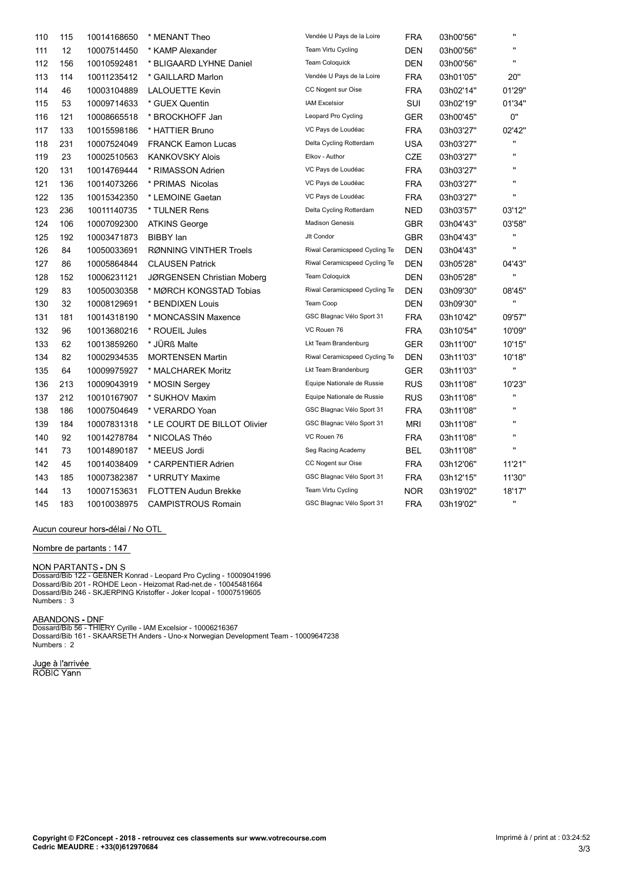| | | | | | | | |
|---|---|---|---|---|---|---|---|
| 110 | 115 | 10014168650 | * MENANT Theo | Vendée U Pays de la Loire | FRA | 03h00'56'' | '' |
| 111 | 12 | 10007514450 | * KAMP Alexander | Team Virtu Cycling | DEN | 03h00'56'' | '' |
| 112 | 156 | 10010592481 | * BLIGAARD LYHNE Daniel | Team Coloquick | DEN | 03h00'56'' | '' |
| 113 | 114 | 10011235412 | * GAILLARD Marlon | Vendée U Pays de la Loire | FRA | 03h01'05'' | 20'' |
| 114 | 46 | 10003104889 | LALOUETTE Kevin | CC Nogent sur Oise | FRA | 03h02'14'' | 01'29'' |
| 115 | 53 | 10009714633 | * GUEX Quentin | IAM Excelsior | SUI | 03h02'19'' | 01'34'' |
| 116 | 121 | 10008665518 | * BROCKHOFF Jan | Leopard Pro Cycling | GER | 03h00'45'' | 0'' |
| 117 | 133 | 10015598186 | * HATTIER Bruno | VC Pays de Loudéac | FRA | 03h03'27'' | 02'42'' |
| 118 | 231 | 10007524049 | FRANCK Eamon Lucas | Delta Cycling Rotterdam | USA | 03h03'27'' | '' |
| 119 | 23 | 10002510563 | KANKOVSKY Alois | Elkov - Author | CZE | 03h03'27'' | '' |
| 120 | 131 | 10014769444 | * RIMASSON Adrien | VC Pays de Loudéac | FRA | 03h03'27'' | '' |
| 121 | 136 | 10014073266 | * PRIMAS Nicolas | VC Pays de Loudéac | FRA | 03h03'27'' | '' |
| 122 | 135 | 10015342350 | * LEMOINE Gaetan | VC Pays de Loudéac | FRA | 03h03'27'' | '' |
| 123 | 236 | 10011140735 | * TULNER Rens | Delta Cycling Rotterdam | NED | 03h03'57'' | 03'12'' |
| 124 | 106 | 10007092300 | ATKINS George | Madison Genesis | GBR | 03h04'43'' | 03'58'' |
| 125 | 192 | 10003471873 | BIBBY Ian | Jlt Condor | GBR | 03h04'43'' | '' |
| 126 | 84 | 10050033691 | RØNNING VINTHER Troels | Riwal Ceramicspeed Cycling Te | DEN | 03h04'43'' | '' |
| 127 | 86 | 10005864844 | CLAUSEN Patrick | Riwal Ceramicspeed Cycling Te | DEN | 03h05'28'' | 04'43'' |
| 128 | 152 | 10006231121 | JØRGENSEN Christian Moberg | Team Coloquick | DEN | 03h05'28'' | '' |
| 129 | 83 | 10050030358 | * MØRCH KONGSTAD Tobias | Riwal Ceramicspeed Cycling Te | DEN | 03h09'30'' | 08'45'' |
| 130 | 32 | 10008129691 | * BENDIXEN Louis | Team Coop | DEN | 03h09'30'' | '' |
| 131 | 181 | 10014318190 | * MONCASSIN Maxence | GSC Blagnac Vélo Sport 31 | FRA | 03h10'42'' | 09'57'' |
| 132 | 96 | 10013680216 | * ROUEIL Jules | VC Rouen 76 | FRA | 03h10'54'' | 10'09'' |
| 133 | 62 | 10013859260 | * JÜRß Malte | Lkt Team Brandenburg | GER | 03h11'00'' | 10'15'' |
| 134 | 82 | 10002934535 | MORTENSEN Martin | Riwal Ceramicspeed Cycling Te | DEN | 03h11'03'' | 10'18'' |
| 135 | 64 | 10009975927 | * MALCHAREK Moritz | Lkt Team Brandenburg | GER | 03h11'03'' | '' |
| 136 | 213 | 10009043919 | * MOSIN Sergey | Equipe Nationale de Russie | RUS | 03h11'08'' | 10'23'' |
| 137 | 212 | 10010167907 | * SUKHOV Maxim | Equipe Nationale de Russie | RUS | 03h11'08'' | '' |
| 138 | 186 | 10007504649 | * VERARDO Yoan | GSC Blagnac Vélo Sport 31 | FRA | 03h11'08'' | '' |
| 139 | 184 | 10007831318 | * LE COURT DE BILLOT Olivier | GSC Blagnac Vélo Sport 31 | MRI | 03h11'08'' | '' |
| 140 | 92 | 10014278784 | * NICOLAS Théo | VC Rouen 76 | FRA | 03h11'08'' | '' |
| 141 | 73 | 10014890187 | * MEEUS Jordi | Seg Racing Academy | BEL | 03h11'08'' | '' |
| 142 | 45 | 10014038409 | * CARPENTIER Adrien | CC Nogent sur Oise | FRA | 03h12'06'' | 11'21'' |
| 143 | 185 | 10007382387 | * URRUTY Maxime | GSC Blagnac Vélo Sport 31 | FRA | 03h12'15'' | 11'30'' |
| 144 | 13 | 10007153631 | FLOTTEN Audun Brekke | Team Virtu Cycling | NOR | 03h19'02'' | 18'17'' |
| 145 | 183 | 10010038975 | CAMPISTROUS Romain | GSC Blagnac Vélo Sport 31 | FRA | 03h19'02'' | '' |

Aucun coureur hors-délai / No OTL

Nombre de partants : 147

NON PARTANTS - DN S
Dossard/Bib 122 - GEßNER Konrad - Leopard Pro Cycling - 10009041996
Dossard/Bib 201 - ROHDE Leon - Heizomat Rad-net.de - 10045481664
Dossard/Bib 246 - SKJERPING Kristoffer - Joker Icopal - 10007519605
Numbers : 3

ABANDONS - DNF
Dossard/Bib 56 - THIERY Cyrille - IAM Excelsior - 10006216367
Dossard/Bib 161 - SKAARSETH Anders - Uno-x Norwegian Development Team - 10009647238
Numbers : 2

Juge à l'arrivée
ROBIC Yann

**Copyright © F2Concept - 2018 - retrouvez ces classements sur www.votrecourse.com**
**Cedric MEAUDRE : +33(0)612970684**

Imprimé à / print at : 03:24:52